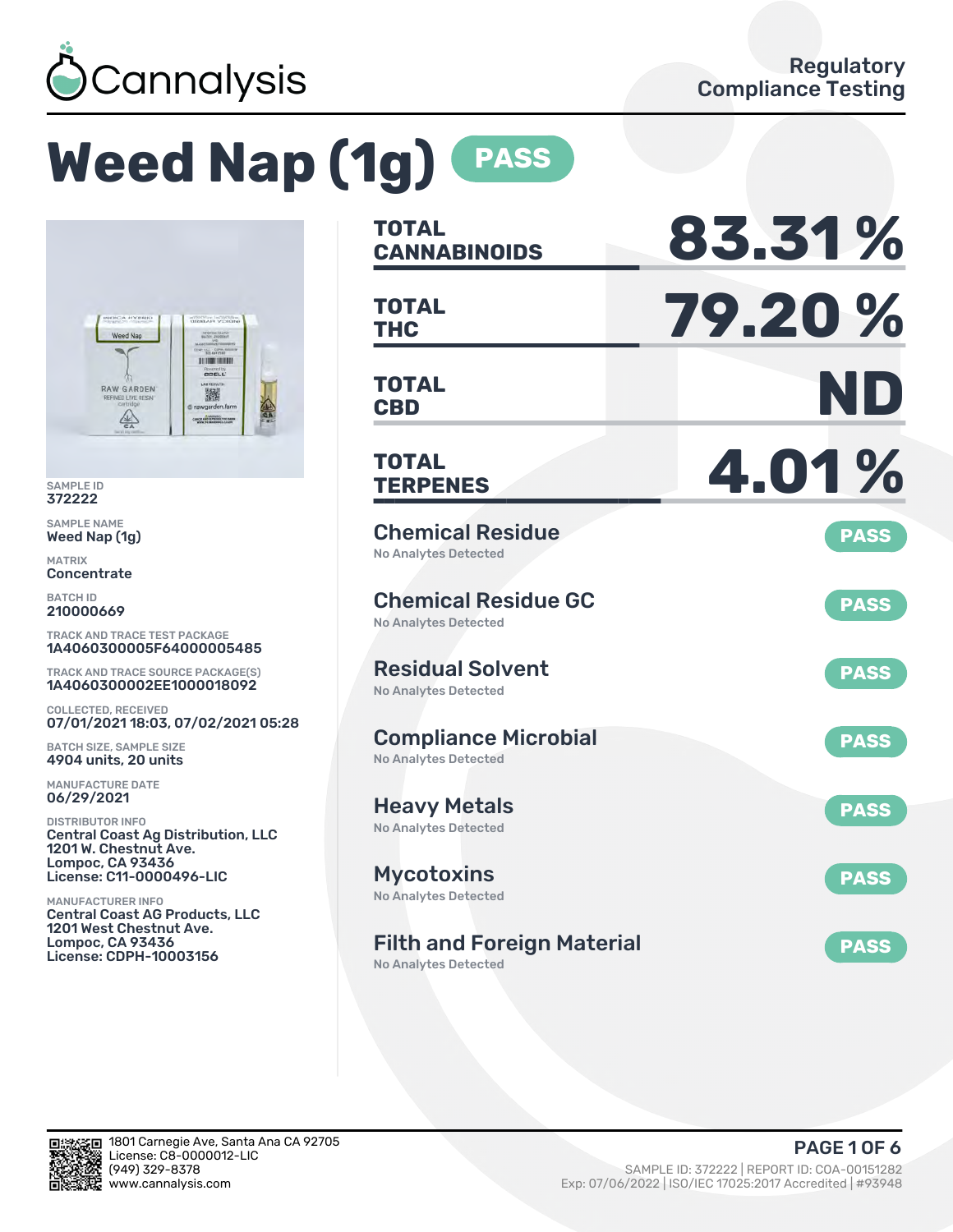Cannalysis

Regulatory Compliance Testing

# Weed Nap (1g) PASS

SAMPLE ID
372222

SAMPLE NAME
Weed Nap (1g)

MATRIX
Concentrate

BATCH ID
210000669

TRACK AND TRACE TEST PACKAGE
1A4060300005F64000005485

TRACK AND TRACE SOURCE PACKAGE(S)
1A4060300002EE1000018092

COLLECTED, RECEIVED
07/01/2021 18:03, 07/02/2021 05:28

BATCH SIZE, SAMPLE SIZE
4904 units, 20 units

MANUFACTURE DATE
06/29/2021

DISTRIBUTOR INFO
Central Coast Ag Distribution, LLC
1201 W. Chestnut Ave.
Lompoc, CA 93436
License: C11-0000496-LIC

MANUFACTURER INFO
Central Coast AG Products, LLC
1201 West Chestnut Ave.
Lompoc, CA 93436
License: CDPH-10003156

| | |
|---|---|
| **TOTAL CANNABINOIDS** | **83.31 %** |
| **TOTAL THC** | **79.20 %** |
| **TOTAL CBD** | **ND** |
| **TOTAL TERPENES** | **4.01 %** |

| Test | Result | Status |
|---|---|---|
| Chemical Residue | No Analytes Detected | PASS |
| Chemical Residue GC | No Analytes Detected | PASS |
| Residual Solvent | No Analytes Detected | PASS |
| Compliance Microbial | No Analytes Detected | PASS |
| Heavy Metals | No Analytes Detected | PASS |
| Mycotoxins | No Analytes Detected | PASS |
| Filth and Foreign Material | No Analytes Detected | PASS |

1801 Carnegie Ave, Santa Ana CA 92705
License: C8-0000012-LIC
(949) 329-8378
www.cannalysis.com

SAMPLE ID: 372222 | REPORT ID: COA-00151282
Exp: 07/06/2022 | ISO/IEC 17025:2017 Accredited | #93948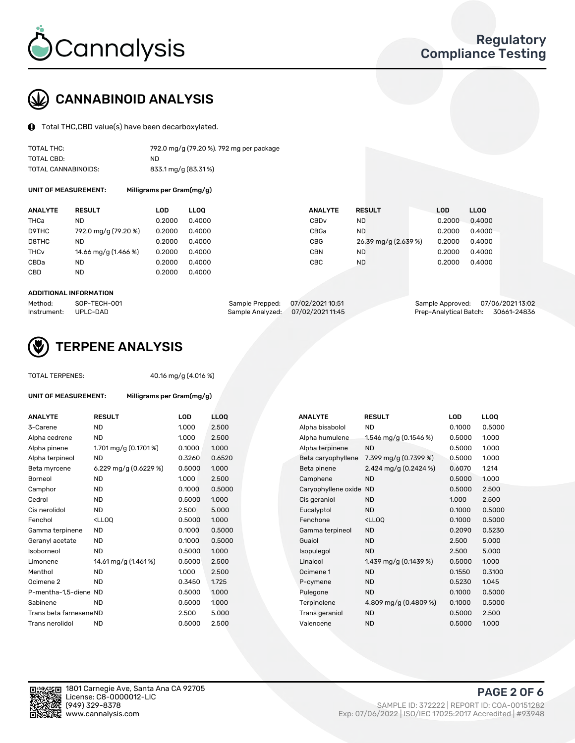# CANNABINOID ANALYSIS

Total THC,CBD value(s) have been decarboxylated.

| | |
|---|---|
| TOTAL THC: | 792.0 mg/g (79.20 %), 792 mg per package |
| TOTAL CBD: | ND |
| TOTAL CANNABINOIDS: | 833.1 mg/g (83.31 %) |

**UNIT OF MEASUREMENT:** Milligrams per Gram(mg/g)

| ANALYTE | RESULT | LOD | LLOQ | ANALYTE | RESULT | LOD | LLOQ |
|---|---|---|---|---|---|---|---|
| THCa | ND | 0.2000 | 0.4000 | CBDv | ND | 0.2000 | 0.4000 |
| D9THC | 792.0 mg/g (79.20 %) | 0.2000 | 0.4000 | CBGa | ND | 0.2000 | 0.4000 |
| D8THC | ND | 0.2000 | 0.4000 | CBG | 26.39 mg/g (2.639 %) | 0.2000 | 0.4000 |
| THCv | 14.66 mg/g (1.466 %) | 0.2000 | 0.4000 | CBN | ND | 0.2000 | 0.4000 |
| CBDa | ND | 0.2000 | 0.4000 | CBC | ND | 0.2000 | 0.4000 |
| CBD | ND | 0.2000 | 0.4000 | | | | |

**ADDITIONAL INFORMATION**

| | | | | | |
|---|---|---|---|---|---|
| Method: | SOP-TECH-001 | Sample Prepped: | 07/02/2021 10:51 | Sample Approved: | 07/06/2021 13:02 |
| Instrument: | UPLC-DAD | Sample Analyzed: | 07/02/2021 11:45 | Prep-Analytical Batch: | 30661-24836 |

# TERPENE ANALYSIS

TOTAL TERPENES: 40.16 mg/g (4.016 %)

**UNIT OF MEASUREMENT:** Milligrams per Gram(mg/g)

| ANALYTE | RESULT | LOD | LLOQ | ANALYTE | RESULT | LOD | LLOQ |
|---|---|---|---|---|---|---|---|
| 3-Carene | ND | 1.000 | 2.500 | Alpha bisabolol | ND | 0.1000 | 0.5000 |
| Alpha cedrene | ND | 1.000 | 2.500 | Alpha humulene | 1.546 mg/g (0.1546 %) | 0.5000 | 1.000 |
| Alpha pinene | 1.701 mg/g (0.1701 %) | 0.1000 | 1.000 | Alpha terpinene | ND | 0.5000 | 1.000 |
| Alpha terpineol | ND | 0.3260 | 0.6520 | Beta caryophyllene | 7.399 mg/g (0.7399 %) | 0.5000 | 1.000 |
| Beta myrcene | 6.229 mg/g (0.6229 %) | 0.5000 | 1.000 | Beta pinene | 2.424 mg/g (0.2424 %) | 0.6070 | 1.214 |
| Borneol | ND | 1.000 | 2.500 | Camphene | ND | 0.5000 | 1.000 |
| Camphor | ND | 0.1000 | 0.5000 | Caryophyllene oxide | ND | 0.5000 | 2.500 |
| Cedrol | ND | 0.5000 | 1.000 | Cis geraniol | ND | 1.000 | 2.500 |
| Cis nerolidol | ND | 2.500 | 5.000 | Eucalyptol | ND | 0.1000 | 0.5000 |
| Fenchol | <LLOQ | 0.5000 | 1.000 | Fenchone | <LLOQ | 0.1000 | 0.5000 |
| Gamma terpinene | ND | 0.1000 | 0.5000 | Gamma terpineol | ND | 0.2090 | 0.5230 |
| Geranyl acetate | ND | 0.1000 | 0.5000 | Guaiol | ND | 2.500 | 5.000 |
| Isoborneol | ND | 0.5000 | 1.000 | Isopulegol | ND | 2.500 | 5.000 |
| Limonene | 14.61 mg/g (1.461 %) | 0.5000 | 2.500 | Linalool | 1.439 mg/g (0.1439 %) | 0.5000 | 1.000 |
| Menthol | ND | 1.000 | 2.500 | Ocimene 1 | ND | 0.1550 | 0.3100 |
| Ocimene 2 | ND | 0.3450 | 1.725 | P-cymene | ND | 0.5230 | 1.045 |
| P-mentha-1,5-diene | ND | 0.5000 | 1.000 | Pulegone | ND | 0.1000 | 0.5000 |
| Sabinene | ND | 0.5000 | 1.000 | Terpinolene | 4.809 mg/g (0.4809 %) | 0.1000 | 0.5000 |
| Trans beta farnesene | ND | 2.500 | 5.000 | Trans geraniol | ND | 0.5000 | 2.500 |
| Trans nerolidol | ND | 0.5000 | 2.500 | Valencene | ND | 0.5000 | 1.000 |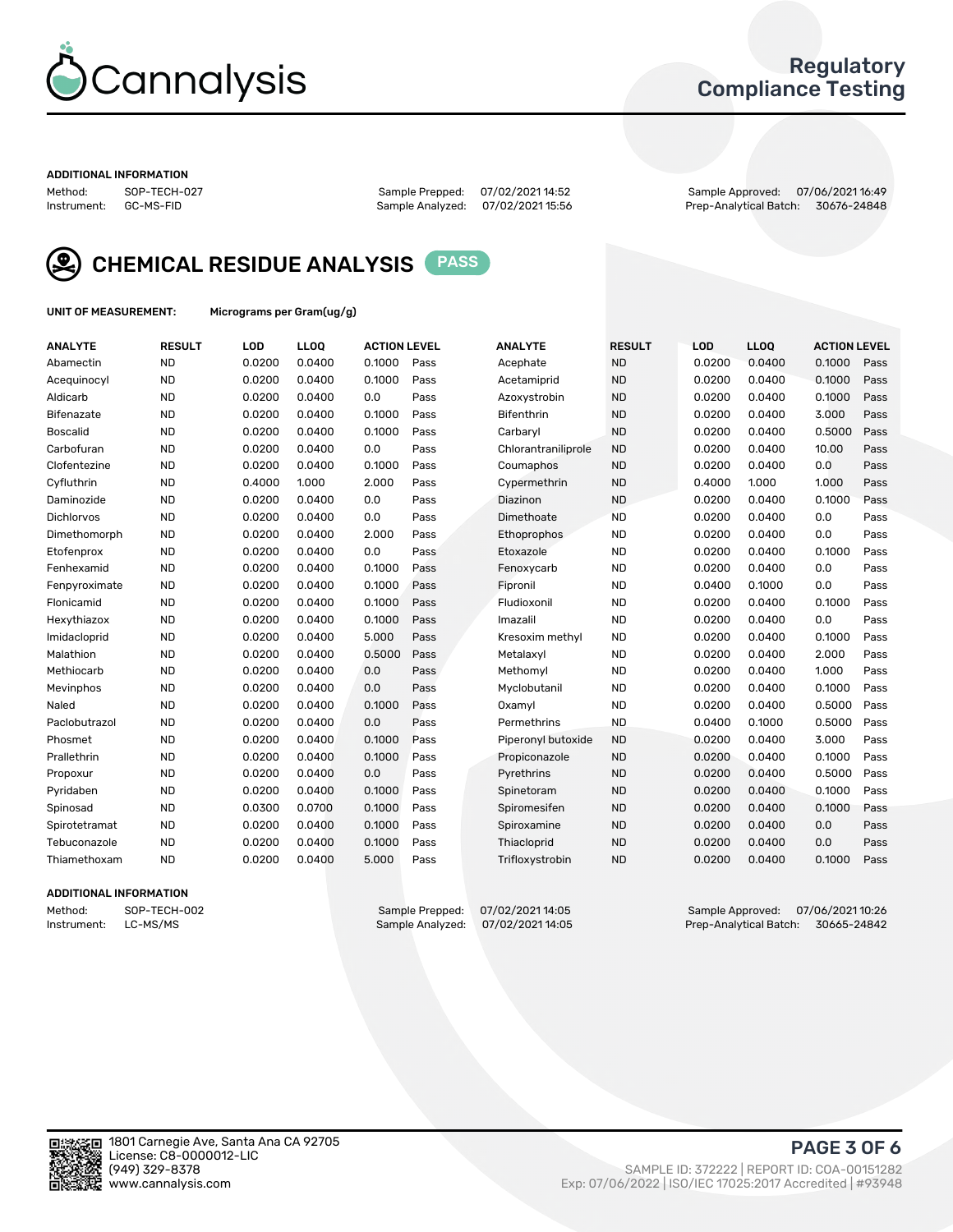# Cannalysis

## Regulatory Compliance Testing

**ADDITIONAL INFORMATION**

| | | | | | |
|---|---|---|---|---|---|
| Method: | SOP-TECH-027 | Sample Prepped: | 07/02/2021 14:52 | Sample Approved: | 07/06/2021 16:49 |
| Instrument: | GC-MS-FID | Sample Analyzed: | 07/02/2021 15:56 | Prep-Analytical Batch: | 30676-24848 |

## CHEMICAL RESIDUE ANALYSIS PASS

**UNIT OF MEASUREMENT:** Micrograms per Gram(ug/g)

| ANALYTE | RESULT | LOD | LLOQ | ACTION LEVEL | | ANALYTE | RESULT | LOD | LLOQ | ACTION LEVEL | |
|---|---|---|---|---|---|---|---|---|---|---|---|
| Abamectin | ND | 0.0200 | 0.0400 | 0.1000 | Pass | Acephate | ND | 0.0200 | 0.0400 | 0.1000 | Pass |
| Acequinocyl | ND | 0.0200 | 0.0400 | 0.1000 | Pass | Acetamiprid | ND | 0.0200 | 0.0400 | 0.1000 | Pass |
| Aldicarb | ND | 0.0200 | 0.0400 | 0.0 | Pass | Azoxystrobin | ND | 0.0200 | 0.0400 | 0.1000 | Pass |
| Bifenazate | ND | 0.0200 | 0.0400 | 0.1000 | Pass | Bifenthrin | ND | 0.0200 | 0.0400 | 3.000 | Pass |
| Boscalid | ND | 0.0200 | 0.0400 | 0.1000 | Pass | Carbaryl | ND | 0.0200 | 0.0400 | 0.5000 | Pass |
| Carbofuran | ND | 0.0200 | 0.0400 | 0.0 | Pass | Chlorantraniliprole | ND | 0.0200 | 0.0400 | 10.00 | Pass |
| Clofentezine | ND | 0.0200 | 0.0400 | 0.1000 | Pass | Coumaphos | ND | 0.0200 | 0.0400 | 0.0 | Pass |
| Cyfluthrin | ND | 0.4000 | 1.000 | 2.000 | Pass | Cypermethrin | ND | 0.4000 | 1.000 | 1.000 | Pass |
| Daminozide | ND | 0.0200 | 0.0400 | 0.0 | Pass | Diazinon | ND | 0.0200 | 0.0400 | 0.1000 | Pass |
| Dichlorvos | ND | 0.0200 | 0.0400 | 0.0 | Pass | Dimethoate | ND | 0.0200 | 0.0400 | 0.0 | Pass |
| Dimethomorph | ND | 0.0200 | 0.0400 | 2.000 | Pass | Ethoprophos | ND | 0.0200 | 0.0400 | 0.0 | Pass |
| Etofenprox | ND | 0.0200 | 0.0400 | 0.0 | Pass | Etoxazole | ND | 0.0200 | 0.0400 | 0.1000 | Pass |
| Fenhexamid | ND | 0.0200 | 0.0400 | 0.1000 | Pass | Fenoxycarb | ND | 0.0200 | 0.0400 | 0.0 | Pass |
| Fenpyroximate | ND | 0.0200 | 0.0400 | 0.1000 | Pass | Fipronil | ND | 0.0400 | 0.1000 | 0.0 | Pass |
| Flonicamid | ND | 0.0200 | 0.0400 | 0.1000 | Pass | Fludioxonil | ND | 0.0200 | 0.0400 | 0.1000 | Pass |
| Hexythiazox | ND | 0.0200 | 0.0400 | 0.1000 | Pass | Imazalil | ND | 0.0200 | 0.0400 | 0.0 | Pass |
| Imidacloprid | ND | 0.0200 | 0.0400 | 5.000 | Pass | Kresoxim methyl | ND | 0.0200 | 0.0400 | 0.1000 | Pass |
| Malathion | ND | 0.0200 | 0.0400 | 0.5000 | Pass | Metalaxyl | ND | 0.0200 | 0.0400 | 2.000 | Pass |
| Methiocarb | ND | 0.0200 | 0.0400 | 0.0 | Pass | Methomyl | ND | 0.0200 | 0.0400 | 1.000 | Pass |
| Mevinphos | ND | 0.0200 | 0.0400 | 0.0 | Pass | Myclobutanil | ND | 0.0200 | 0.0400 | 0.1000 | Pass |
| Naled | ND | 0.0200 | 0.0400 | 0.1000 | Pass | Oxamyl | ND | 0.0200 | 0.0400 | 0.5000 | Pass |
| Paclobutrazol | ND | 0.0200 | 0.0400 | 0.0 | Pass | Permethrins | ND | 0.0400 | 0.1000 | 0.5000 | Pass |
| Phosmet | ND | 0.0200 | 0.0400 | 0.1000 | Pass | Piperonyl butoxide | ND | 0.0200 | 0.0400 | 3.000 | Pass |
| Prallethrin | ND | 0.0200 | 0.0400 | 0.1000 | Pass | Propiconazole | ND | 0.0200 | 0.0400 | 0.1000 | Pass |
| Propoxur | ND | 0.0200 | 0.0400 | 0.0 | Pass | Pyrethrins | ND | 0.0200 | 0.0400 | 0.5000 | Pass |
| Pyridaben | ND | 0.0200 | 0.0400 | 0.1000 | Pass | Spinetoram | ND | 0.0200 | 0.0400 | 0.1000 | Pass |
| Spinosad | ND | 0.0300 | 0.0700 | 0.1000 | Pass | Spiromesifen | ND | 0.0200 | 0.0400 | 0.1000 | Pass |
| Spirotetramat | ND | 0.0200 | 0.0400 | 0.1000 | Pass | Spiroxamine | ND | 0.0200 | 0.0400 | 0.0 | Pass |
| Tebuconazole | ND | 0.0200 | 0.0400 | 0.1000 | Pass | Thiacloprid | ND | 0.0200 | 0.0400 | 0.0 | Pass |
| Thiamethoxam | ND | 0.0200 | 0.0400 | 5.000 | Pass | Trifloxystrobin | ND | 0.0200 | 0.0400 | 0.1000 | Pass |

**ADDITIONAL INFORMATION**

| | | | | | |
|---|---|---|---|---|---|
| Method: | SOP-TECH-002 | Sample Prepped: | 07/02/2021 14:05 | Sample Approved: | 07/06/2021 10:26 |
| Instrument: | LC-MS/MS | Sample Analyzed: | 07/02/2021 14:05 | Prep-Analytical Batch: | 30665-24842 |

1801 Carnegie Ave, Santa Ana CA 92705
License: C8-0000012-LIC
(949) 329-8378
www.cannalysis.com

SAMPLE ID: 372222 | REPORT ID: COA-00151282
Exp: 07/06/2022 | ISO/IEC 17025:2017 Accredited | #93948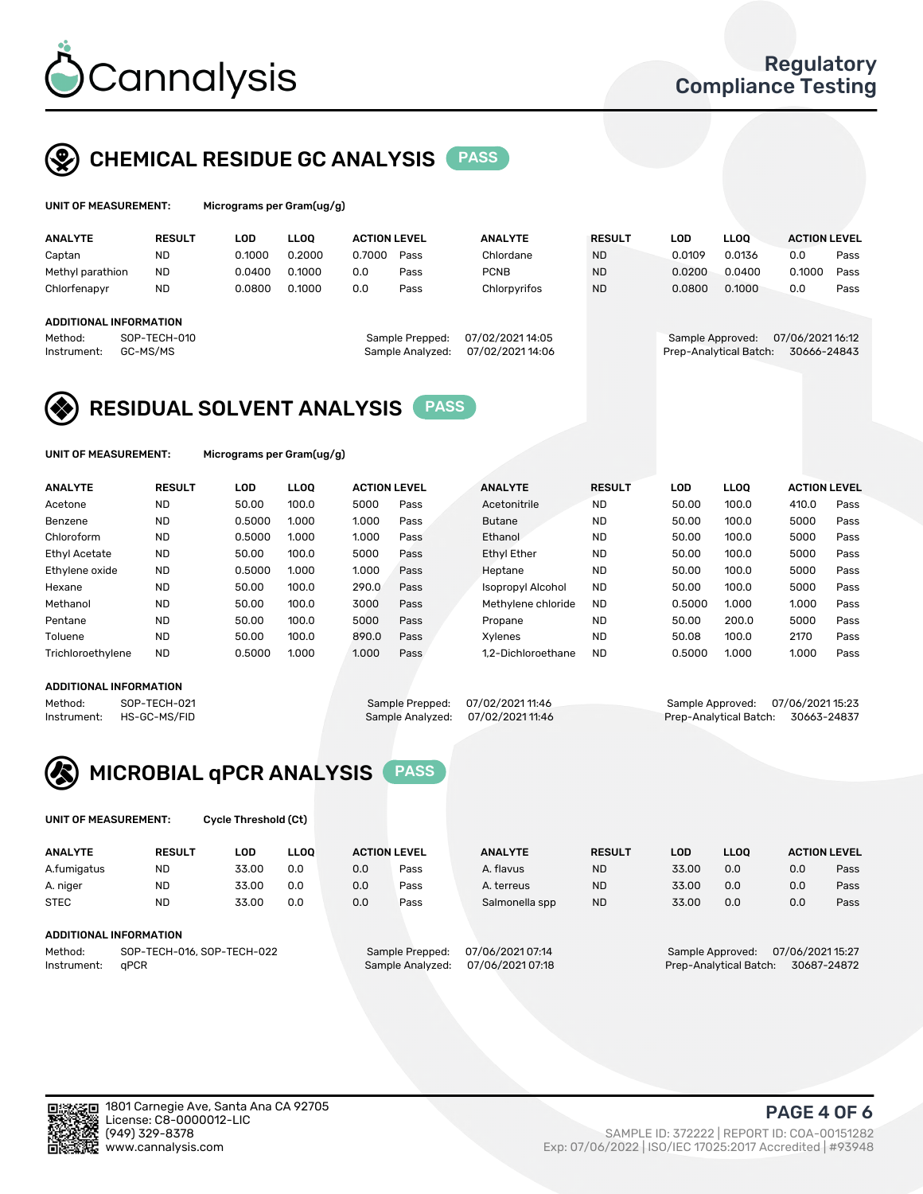# Cannalysis

Regulatory Compliance Testing

## CHEMICAL RESIDUE GC ANALYSIS PASS

**UNIT OF MEASUREMENT:** Micrograms per Gram(ug/g)

| ANALYTE | RESULT | LOD | LLOQ | ACTION LEVEL | | ANALYTE | RESULT | LOD | LLOQ | ACTION LEVEL | |
|---|---|---|---|---|---|---|---|---|---|---|---|
| Captan | ND | 0.1000 | 0.2000 | 0.7000 | Pass | Chlordane | ND | 0.0109 | 0.0136 | 0.0 | Pass |
| Methyl parathion | ND | 0.0400 | 0.1000 | 0.0 | Pass | PCNB | ND | 0.0200 | 0.0400 | 0.1000 | Pass |
| Chlorfenapyr | ND | 0.0800 | 0.1000 | 0.0 | Pass | Chlorpyrifos | ND | 0.0800 | 0.1000 | 0.0 | Pass |

**ADDITIONAL INFORMATION**

Method: SOP-TECH-010
Instrument: GC-MS/MS
Sample Prepped: 07/02/2021 14:05
Sample Analyzed: 07/02/2021 14:06
Sample Approved: 07/06/2021 16:12
Prep-Analytical Batch: 30666-24843

## RESIDUAL SOLVENT ANALYSIS PASS

**UNIT OF MEASUREMENT:** Micrograms per Gram(ug/g)

| ANALYTE | RESULT | LOD | LLOQ | ACTION LEVEL | | ANALYTE | RESULT | LOD | LLOQ | ACTION LEVEL | |
|---|---|---|---|---|---|---|---|---|---|---|---|
| Acetone | ND | 50.00 | 100.0 | 5000 | Pass | Acetonitrile | ND | 50.00 | 100.0 | 410.0 | Pass |
| Benzene | ND | 0.5000 | 1.000 | 1.000 | Pass | Butane | ND | 50.00 | 100.0 | 5000 | Pass |
| Chloroform | ND | 0.5000 | 1.000 | 1.000 | Pass | Ethanol | ND | 50.00 | 100.0 | 5000 | Pass |
| Ethyl Acetate | ND | 50.00 | 100.0 | 5000 | Pass | Ethyl Ether | ND | 50.00 | 100.0 | 5000 | Pass |
| Ethylene oxide | ND | 0.5000 | 1.000 | 1.000 | Pass | Heptane | ND | 50.00 | 100.0 | 5000 | Pass |
| Hexane | ND | 50.00 | 100.0 | 290.0 | Pass | Isopropyl Alcohol | ND | 50.00 | 100.0 | 5000 | Pass |
| Methanol | ND | 50.00 | 100.0 | 3000 | Pass | Methylene chloride | ND | 0.5000 | 1.000 | 1.000 | Pass |
| Pentane | ND | 50.00 | 100.0 | 5000 | Pass | Propane | ND | 50.00 | 200.0 | 5000 | Pass |
| Toluene | ND | 50.00 | 100.0 | 890.0 | Pass | Xylenes | ND | 50.08 | 100.0 | 2170 | Pass |
| Trichloroethylene | ND | 0.5000 | 1.000 | 1.000 | Pass | 1,2-Dichloroethane | ND | 0.5000 | 1.000 | 1.000 | Pass |

**ADDITIONAL INFORMATION**

Method: SOP-TECH-021
Instrument: HS-GC-MS/FID
Sample Prepped: 07/02/2021 11:46
Sample Analyzed: 07/02/2021 11:46
Sample Approved: 07/06/2021 15:23
Prep-Analytical Batch: 30663-24837

## MICROBIAL qPCR ANALYSIS PASS

**UNIT OF MEASUREMENT:** Cycle Threshold (Ct)

| ANALYTE | RESULT | LOD | LLOQ | ACTION LEVEL | | ANALYTE | RESULT | LOD | LLOQ | ACTION LEVEL | |
|---|---|---|---|---|---|---|---|---|---|---|---|
| A.fumigatus | ND | 33.00 | 0.0 | 0.0 | Pass | A. flavus | ND | 33.00 | 0.0 | 0.0 | Pass |
| A. niger | ND | 33.00 | 0.0 | 0.0 | Pass | A. terreus | ND | 33.00 | 0.0 | 0.0 | Pass |
| STEC | ND | 33.00 | 0.0 | 0.0 | Pass | Salmonella spp | ND | 33.00 | 0.0 | 0.0 | Pass |

**ADDITIONAL INFORMATION**

Method: SOP-TECH-016, SOP-TECH-022
Instrument: qPCR
Sample Prepped: 07/06/2021 07:14
Sample Analyzed: 07/06/2021 07:18
Sample Approved: 07/06/2021 15:27
Prep-Analytical Batch: 30687-24872

1801 Carnegie Ave, Santa Ana CA 92705
License: C8-0000012-LIC
(949) 329-8378
www.cannalysis.com

SAMPLE ID: 372222 | REPORT ID: COA-00151282
Exp: 07/06/2022 | ISO/IEC 17025:2017 Accredited | #93948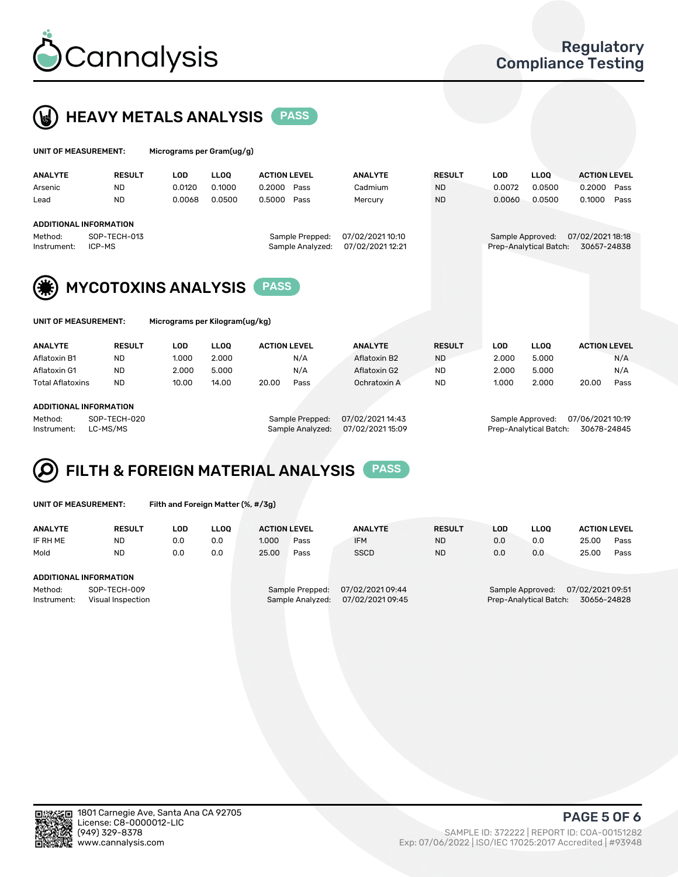Cannalysis

Regulatory Compliance Testing

## HEAVY METALS ANALYSIS PASS

**UNIT OF MEASUREMENT:** Micrograms per Gram(ug/g)

| ANALYTE | RESULT | LOD | LLOQ | ACTION LEVEL | | ANALYTE | RESULT | LOD | LLOQ | ACTION LEVEL | |
|---|---|---|---|---|---|---|---|---|---|---|---|
| Arsenic | ND | 0.0120 | 0.1000 | 0.2000 | Pass | Cadmium | ND | 0.0072 | 0.0500 | 0.2000 | Pass |
| Lead | ND | 0.0068 | 0.0500 | 0.5000 | Pass | Mercury | ND | 0.0060 | 0.0500 | 0.1000 | Pass |

**ADDITIONAL INFORMATION**

Method: SOP-TECH-013
Instrument: ICP-MS

Sample Prepped: 07/02/2021 10:10
Sample Analyzed: 07/02/2021 12:21

Sample Approved: 07/02/2021 18:18
Prep-Analytical Batch: 30657-24838

## MYCOTOXINS ANALYSIS PASS

**UNIT OF MEASUREMENT:** Micrograms per Kilogram(ug/kg)

| ANALYTE | RESULT | LOD | LLOQ | ACTION LEVEL | | ANALYTE | RESULT | LOD | LLOQ | ACTION LEVEL | |
|---|---|---|---|---|---|---|---|---|---|---|---|
| Aflatoxin B1 | ND | 1.000 | 2.000 | | N/A | Aflatoxin B2 | ND | 2.000 | 5.000 | | N/A |
| Aflatoxin G1 | ND | 2.000 | 5.000 | | N/A | Aflatoxin G2 | ND | 2.000 | 5.000 | | N/A |
| Total Aflatoxins | ND | 10.00 | 14.00 | 20.00 | Pass | Ochratoxin A | ND | 1.000 | 2.000 | 20.00 | Pass |

**ADDITIONAL INFORMATION**

Method: SOP-TECH-020
Instrument: LC-MS/MS

Sample Prepped: 07/02/2021 14:43
Sample Analyzed: 07/02/2021 15:09

Sample Approved: 07/06/2021 10:19
Prep-Analytical Batch: 30678-24845

## FILTH & FOREIGN MATERIAL ANALYSIS PASS

**UNIT OF MEASUREMENT:** Filth and Foreign Matter (%, #/3g)

| ANALYTE | RESULT | LOD | LLOQ | ACTION LEVEL | | ANALYTE | RESULT | LOD | LLOQ | ACTION LEVEL | |
|---|---|---|---|---|---|---|---|---|---|---|---|
| IF RH ME | ND | 0.0 | 0.0 | 1.000 | Pass | IFM | ND | 0.0 | 0.0 | 25.00 | Pass |
| Mold | ND | 0.0 | 0.0 | 25.00 | Pass | SSCD | ND | 0.0 | 0.0 | 25.00 | Pass |

**ADDITIONAL INFORMATION**

Method: SOP-TECH-009
Instrument: Visual Inspection

Sample Prepped: 07/02/2021 09:44
Sample Analyzed: 07/02/2021 09:45

Sample Approved: 07/02/2021 09:51
Prep-Analytical Batch: 30656-24828

1801 Carnegie Ave, Santa Ana CA 92705
License: C8-0000012-LIC
(949) 329-8378
www.cannalysis.com

SAMPLE ID: 372222 | REPORT ID: COA-00151282
Exp: 07/06/2022 | ISO/IEC 17025:2017 Accredited | #93948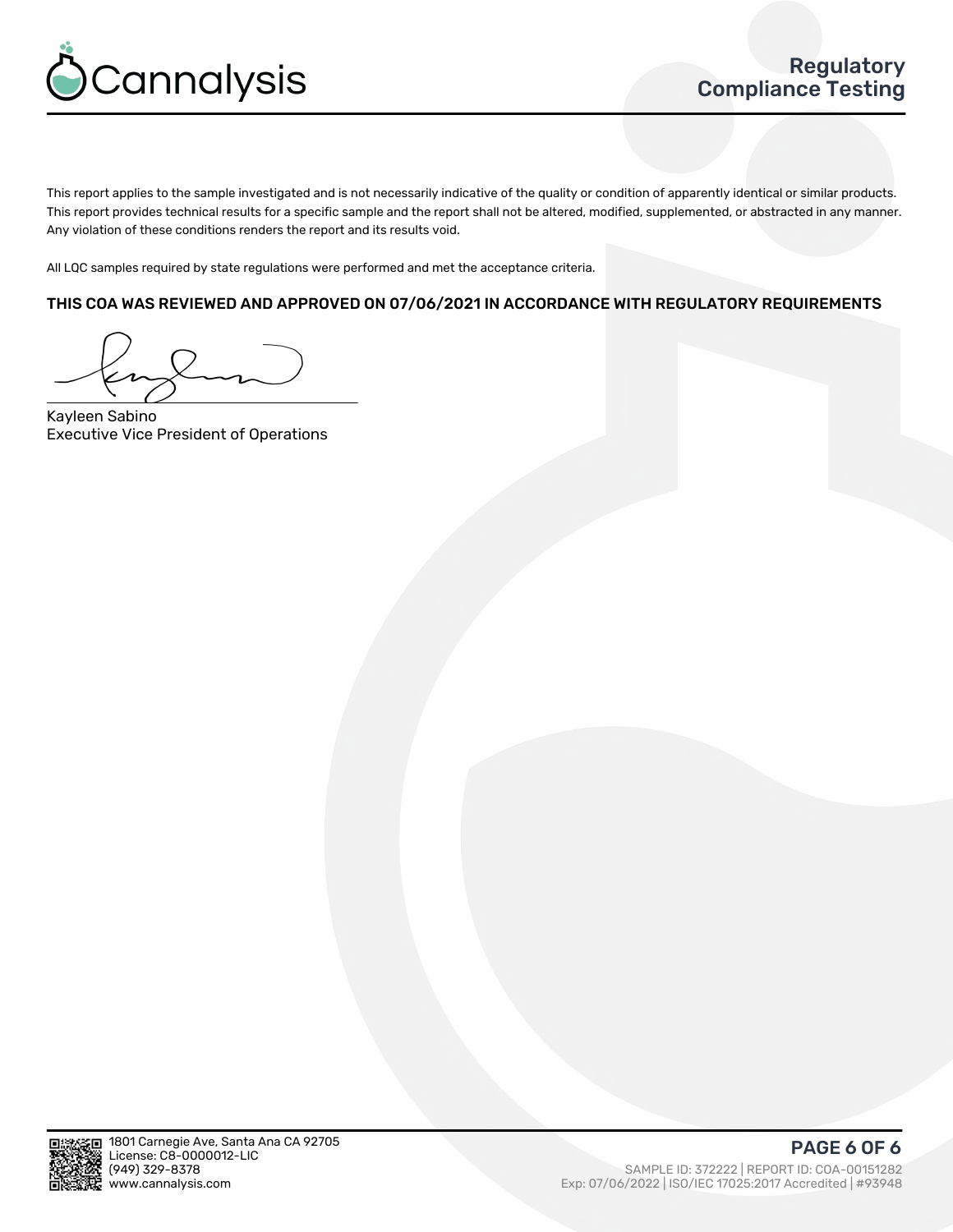This report applies to the sample investigated and is not necessarily indicative of the quality or condition of apparently identical or similar products. This report provides technical results for a specific sample and the report shall not be altered, modified, supplemented, or abstracted in any manner. Any violation of these conditions renders the report and its results void.

All LQC samples required by state regulations were performed and met the acceptance criteria.

**THIS COA WAS REVIEWED AND APPROVED ON 07/06/2021 IN ACCORDANCE WITH REGULATORY REQUIREMENTS**

Kayleen Sabino
Executive Vice President of Operations

1801 Carnegie Ave, Santa Ana CA 92705
License: C8-0000012-LIC
(949) 329-8378
www.cannalysis.com

SAMPLE ID: 372222 | REPORT ID: COA-00151282
Exp: 07/06/2022 | ISO/IEC 17025:2017 Accredited | #93948